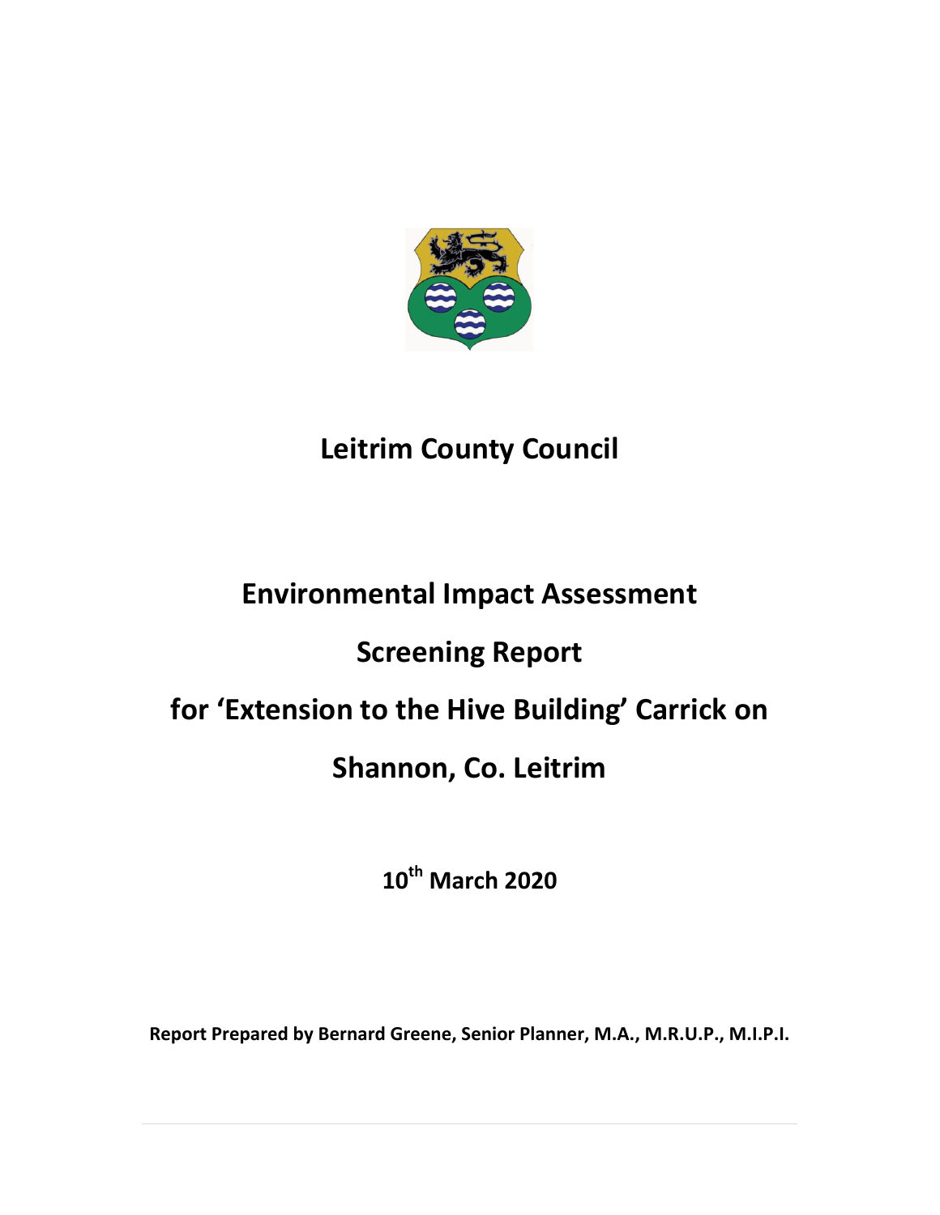# Leitrim County Council

# Environmental Impact Assessment

# Screening Report

# for 'Extension to the Hive Building' Carrick on Shannon, Co. Leitrim

**10th March 2020**

**Report Prepared by Bernard Greene, Senior Planner, M.A., M.R.U.P., M.I.P.I.**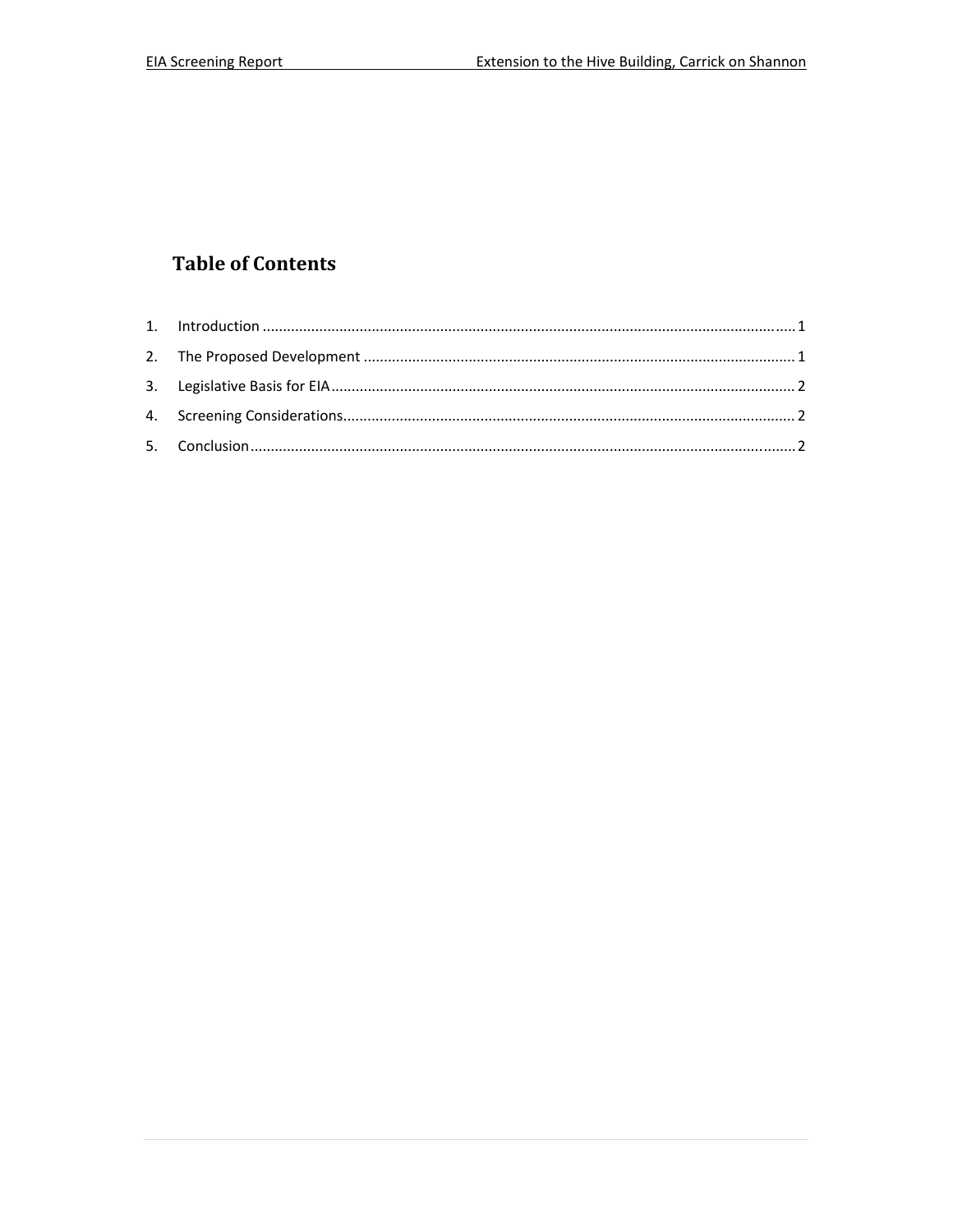# Table of Contents

1. Introduction ........................................................................................................................ 1
2. The Proposed Development ................................................................................................ 1
3. Legislative Basis for EIA ....................................................................................................... 2
4. Screening Considerations..................................................................................................... 2
5. Conclusion ............................................................................................................................ 2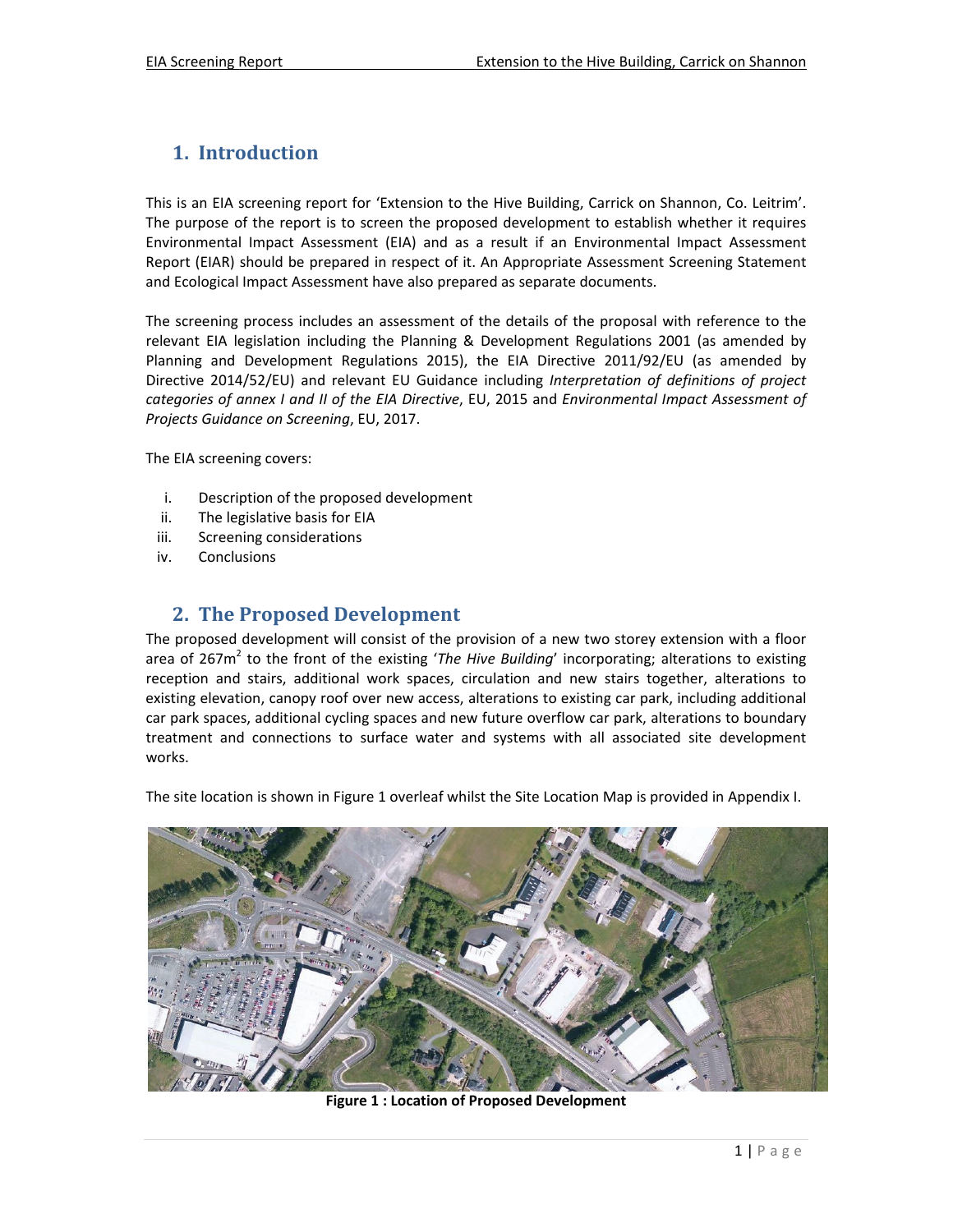# 1. Introduction

This is an EIA screening report for 'Extension to the Hive Building, Carrick on Shannon, Co. Leitrim'. The purpose of the report is to screen the proposed development to establish whether it requires Environmental Impact Assessment (EIA) and as a result if an Environmental Impact Assessment Report (EIAR) should be prepared in respect of it. An Appropriate Assessment Screening Statement and Ecological Impact Assessment have also prepared as separate documents.

The screening process includes an assessment of the details of the proposal with reference to the relevant EIA legislation including the Planning & Development Regulations 2001 (as amended by Planning and Development Regulations 2015), the EIA Directive 2011/92/EU (as amended by Directive 2014/52/EU) and relevant EU Guidance including *Interpretation of definitions of project categories of annex I and II of the EIA Directive*, EU, 2015 and *Environmental Impact Assessment of Projects Guidance on Screening*, EU, 2017.

The EIA screening covers:

i. Description of the proposed development
ii. The legislative basis for EIA
iii. Screening considerations
iv. Conclusions

# 2. The Proposed Development

The proposed development will consist of the provision of a new two storey extension with a floor area of 267m$^2$ to the front of the existing '*The Hive Building*' incorporating; alterations to existing reception and stairs, additional work spaces, circulation and new stairs together, alterations to existing elevation, canopy roof over new access, alterations to existing car park, including additional car park spaces, additional cycling spaces and new future overflow car park, alterations to boundary treatment and connections to surface water and systems with all associated site development works.

The site location is shown in Figure 1 overleaf whilst the Site Location Map is provided in Appendix I.

**Figure 1 : Location of Proposed Development**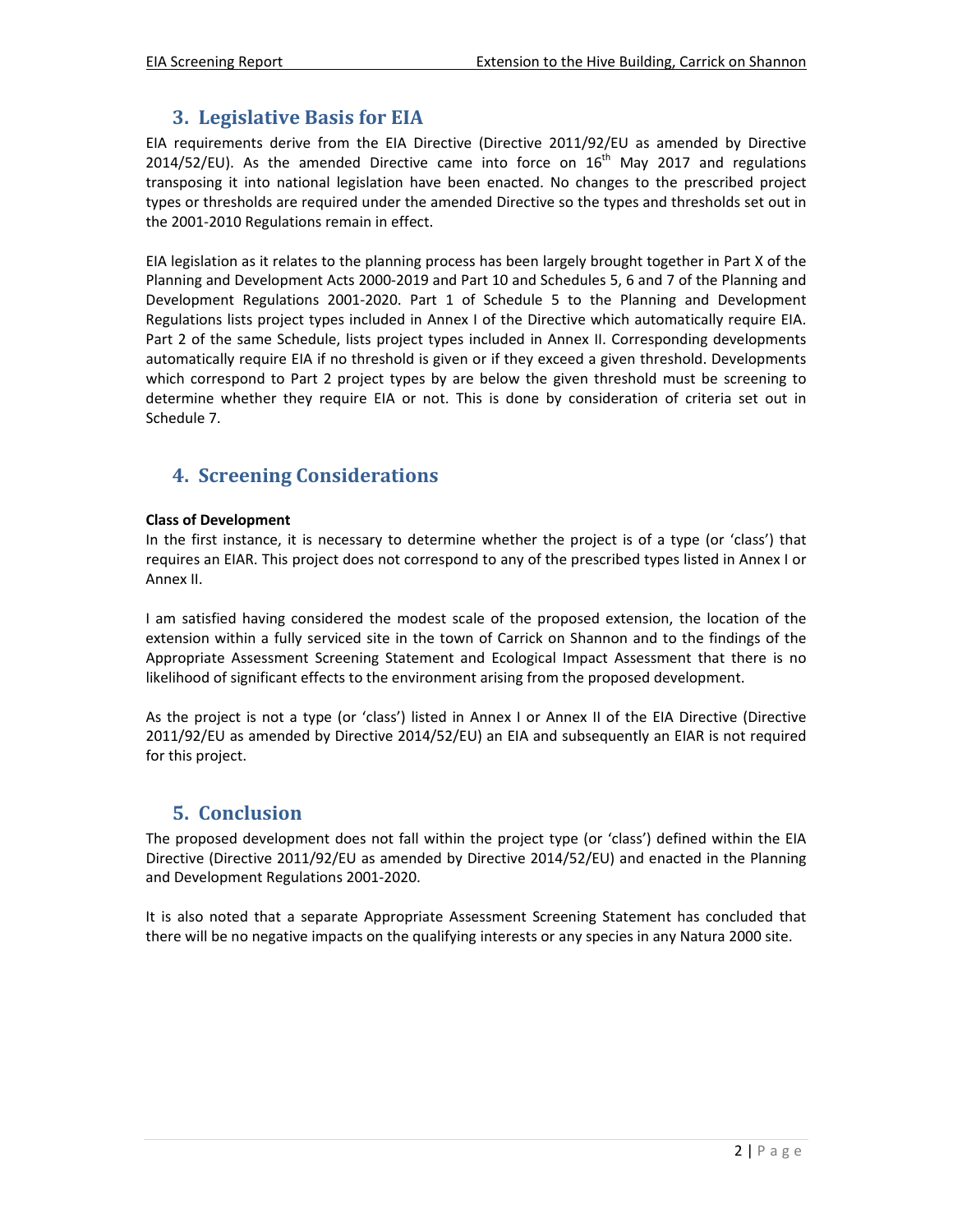## 3. Legislative Basis for EIA

EIA requirements derive from the EIA Directive (Directive 2011/92/EU as amended by Directive 2014/52/EU). As the amended Directive came into force on 16th May 2017 and regulations transposing it into national legislation have been enacted. No changes to the prescribed project types or thresholds are required under the amended Directive so the types and thresholds set out in the 2001-2010 Regulations remain in effect.

EIA legislation as it relates to the planning process has been largely brought together in Part X of the Planning and Development Acts 2000-2019 and Part 10 and Schedules 5, 6 and 7 of the Planning and Development Regulations 2001-2020. Part 1 of Schedule 5 to the Planning and Development Regulations lists project types included in Annex I of the Directive which automatically require EIA. Part 2 of the same Schedule, lists project types included in Annex II. Corresponding developments automatically require EIA if no threshold is given or if they exceed a given threshold. Developments which correspond to Part 2 project types by are below the given threshold must be screening to determine whether they require EIA or not. This is done by consideration of criteria set out in Schedule 7.

## 4. Screening Considerations

**Class of Development**

In the first instance, it is necessary to determine whether the project is of a type (or 'class') that requires an EIAR. This project does not correspond to any of the prescribed types listed in Annex I or Annex II.

I am satisfied having considered the modest scale of the proposed extension, the location of the extension within a fully serviced site in the town of Carrick on Shannon and to the findings of the Appropriate Assessment Screening Statement and Ecological Impact Assessment that there is no likelihood of significant effects to the environment arising from the proposed development.

As the project is not a type (or 'class') listed in Annex I or Annex II of the EIA Directive (Directive 2011/92/EU as amended by Directive 2014/52/EU) an EIA and subsequently an EIAR is not required for this project.

## 5. Conclusion

The proposed development does not fall within the project type (or 'class') defined within the EIA Directive (Directive 2011/92/EU as amended by Directive 2014/52/EU) and enacted in the Planning and Development Regulations 2001-2020.

It is also noted that a separate Appropriate Assessment Screening Statement has concluded that there will be no negative impacts on the qualifying interests or any species in any Natura 2000 site.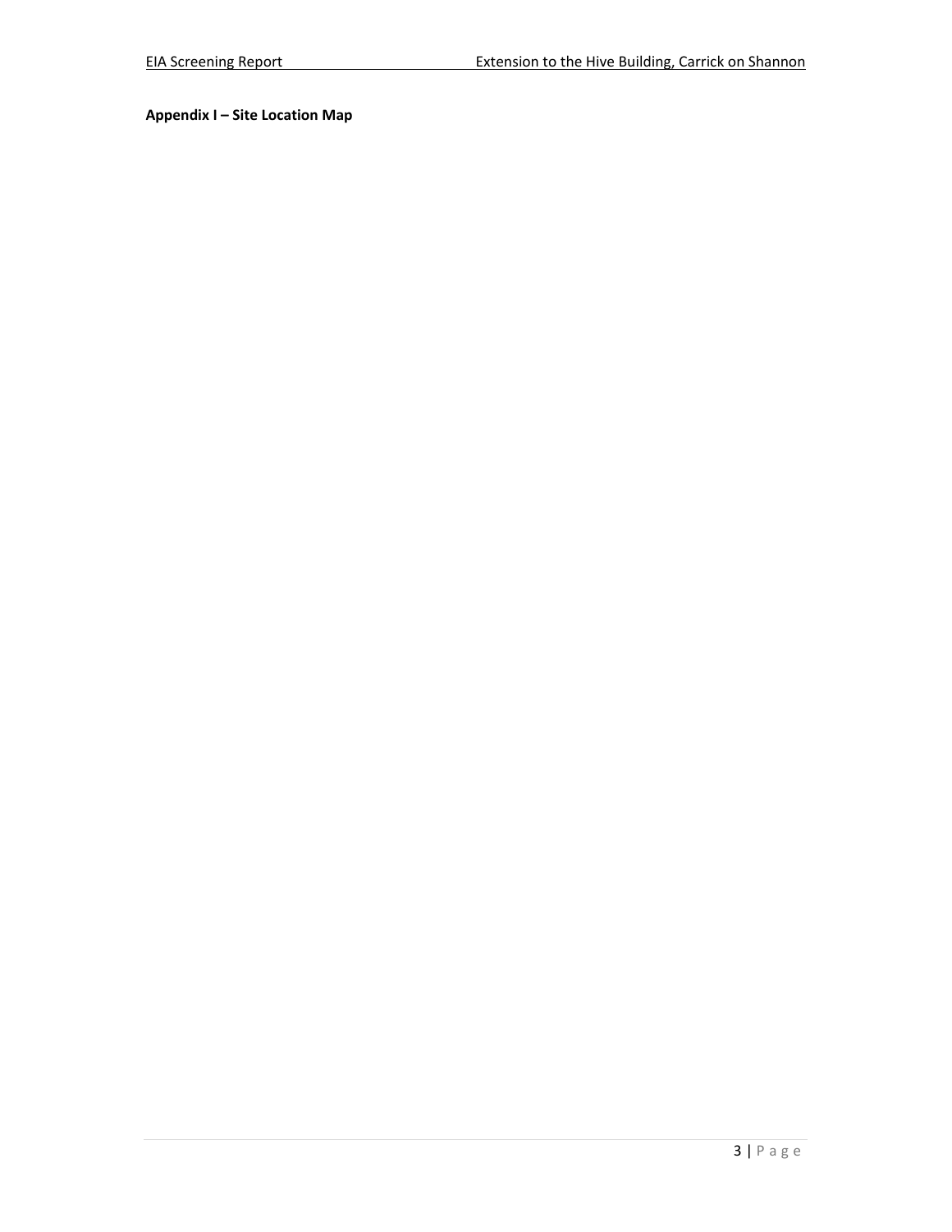**Appendix I – Site Location Map**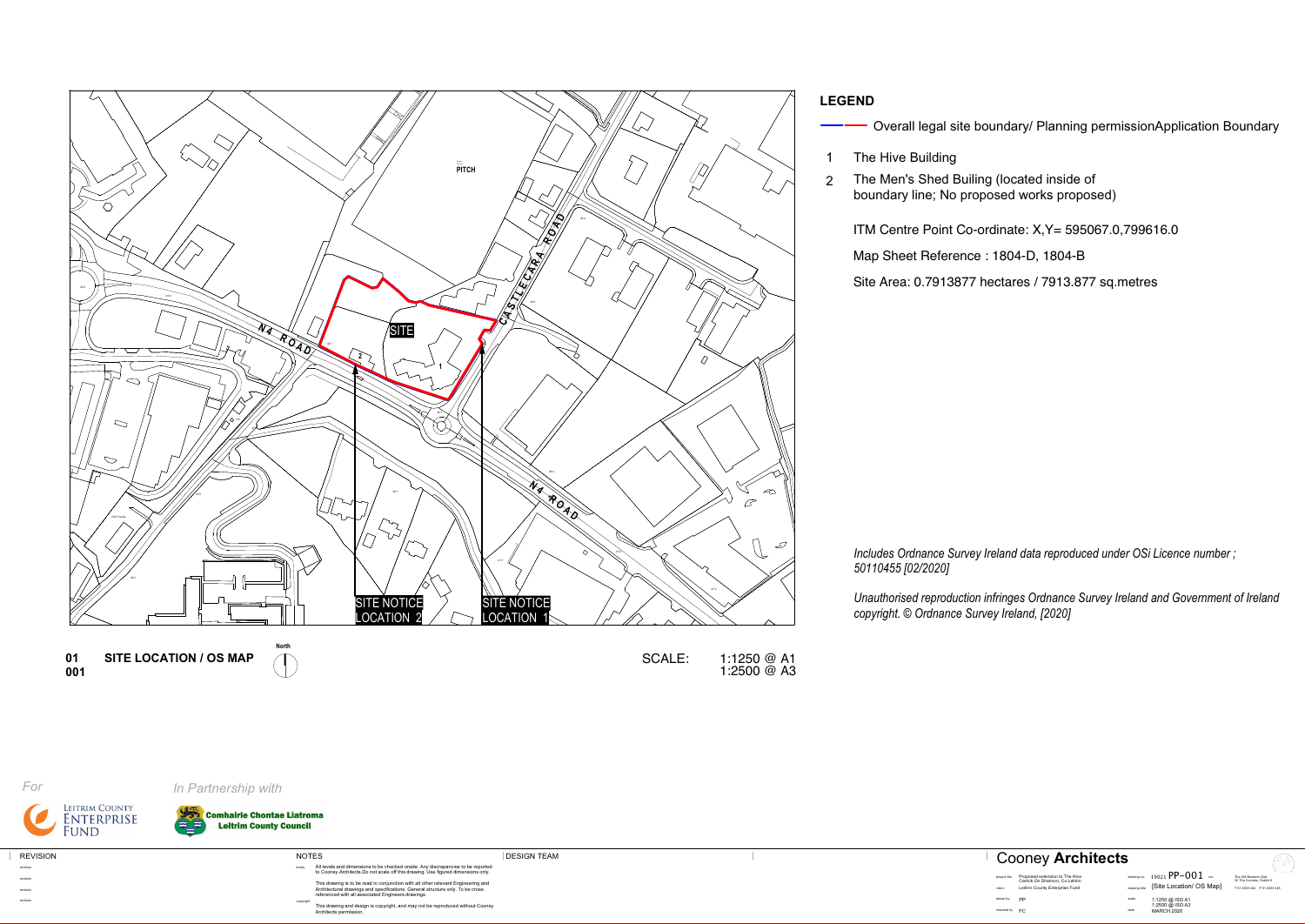## LEGEND

Overall legal site boundary/ Planning permissionApplication Boundary

1. The Hive Building
2. The Men's Shed Builing (located inside of boundary line; No proposed works proposed)

ITM Centre Point Co-ordinate: X,Y= 595067.0,799616.0

Map Sheet Reference : 1804-D, 1804-B

Site Area: 0.7913877 hectares / 7913.877 sq.metres

PITCH

CASTLECARA ROAD

N4 ROAD

SITE

SITE NOTICE LOCATION 2

SITE NOTICE LOCATION 1

*Includes Ordnance Survey Ireland data reproduced under OSi Licence number ; 50110455 [02/2020]*

*Unauthorised reproduction infringes Ordnance Survey Ireland and Government of Ireland copyright. © Ordnance Survey Ireland, [2020]*

**01 SITE LOCATION / OS MAP**
**001**

North

SCALE: 1:1250 @ A1
1:2500 @ A3

*For* Leitrim County Enterprise Fund

*In Partnership with* Comhairle Chontae Liatroma Leitrim County Council

REVISION

NOTES

All levels and dimensions to be checked onsite. Any discrepancies to be reported to Cooney Architects.Do not scale off this drawing. Use figured dimensions only.

This drawing is to be read in conjunction with all other relevant Engineering and Architectural drawings and specifications. General structure only. To be cross referenced with all associated Engineers drawings.

This drawing and design is copyright, and may not be reproduced without Cooney Architects permission.

DESIGN TEAM

**Cooney Architects**

project title: Proposed extension to The Hive Carrick On Shannon, Co Leitrim
client: Leitrim County Enterprise Fund
drawn by: PP
checked by: FC
drawing no.: 19021 PP-001
drawing title: [Site Location/ OS Map]
scale: 1:1250 @ ISO A1 1:2500 @ ISO A3
date: MARCH 2020